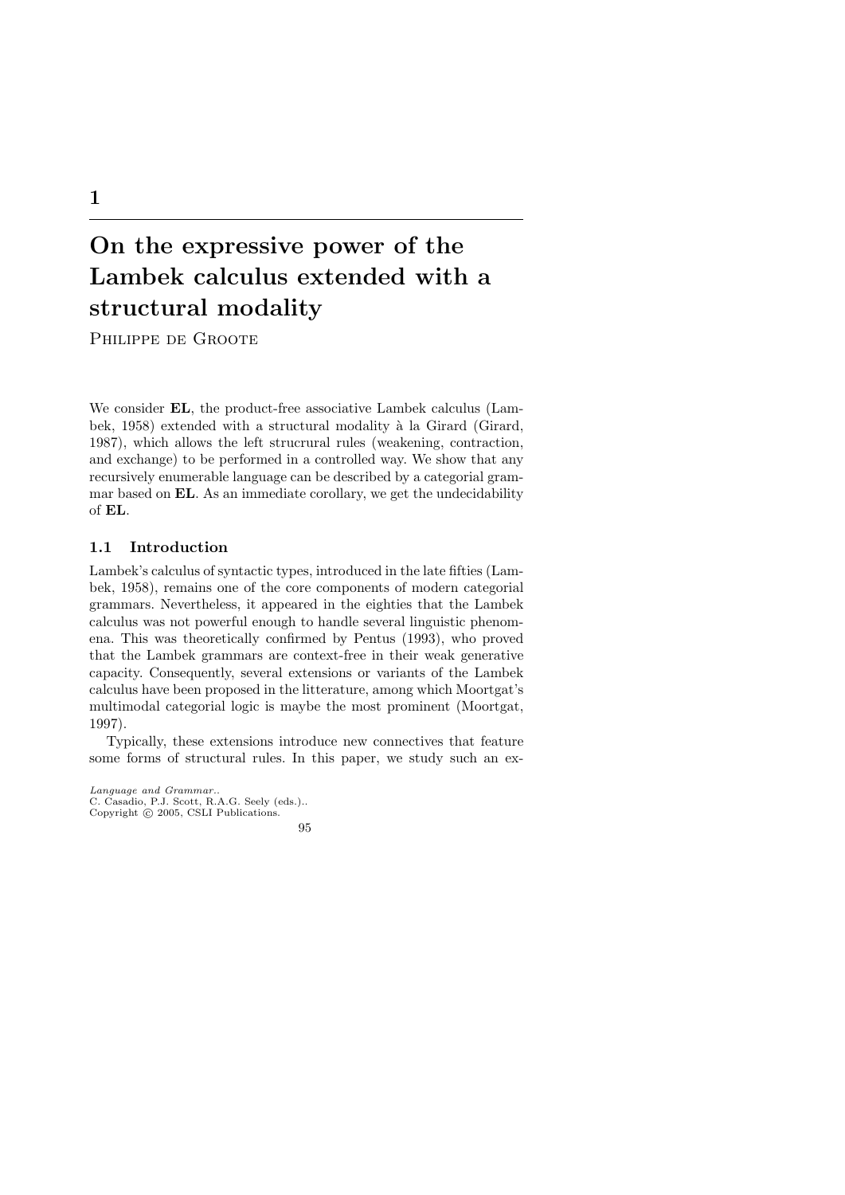# 1

# On the expressive power of the Lambek calculus extended with a structural modality

Philippe de Groote

We consider **EL**, the product-free associative Lambek calculus (Lambek, 1958) extended with a structural modality à la Girard (Girard, 1987), which allows the left strucrural rules (weakening, contraction, and exchange) to be performed in a controlled way. We show that any recursively enumerable language can be described by a categorial grammar based on **EL**. As an immediate corollary, we get the undecidability of **EL**.

## 1.1 Introduction

Lambek's calculus of syntactic types, introduced in the late fifties (Lambek, 1958), remains one of the core components of modern categorial grammars. Nevertheless, it appeared in the eighties that the Lambek calculus was not powerful enough to handle several linguistic phenomena. This was theoretically confirmed by Pentus (1993), who proved that the Lambek grammars are context-free in their weak generative capacity. Consequently, several extensions or variants of the Lambek calculus have been proposed in the litterature, among which Moortgat's multimodal categorial logic is maybe the most prominent (Moortgat, 1997).

Typically, these extensions introduce new connectives that feature some forms of structural rules. In this paper, we study such an ex-

*Language and Grammar..*
C. Casadio, P.J. Scott, R.A.G. Seely (eds.)..
Copyright © 2005, CSLI Publications.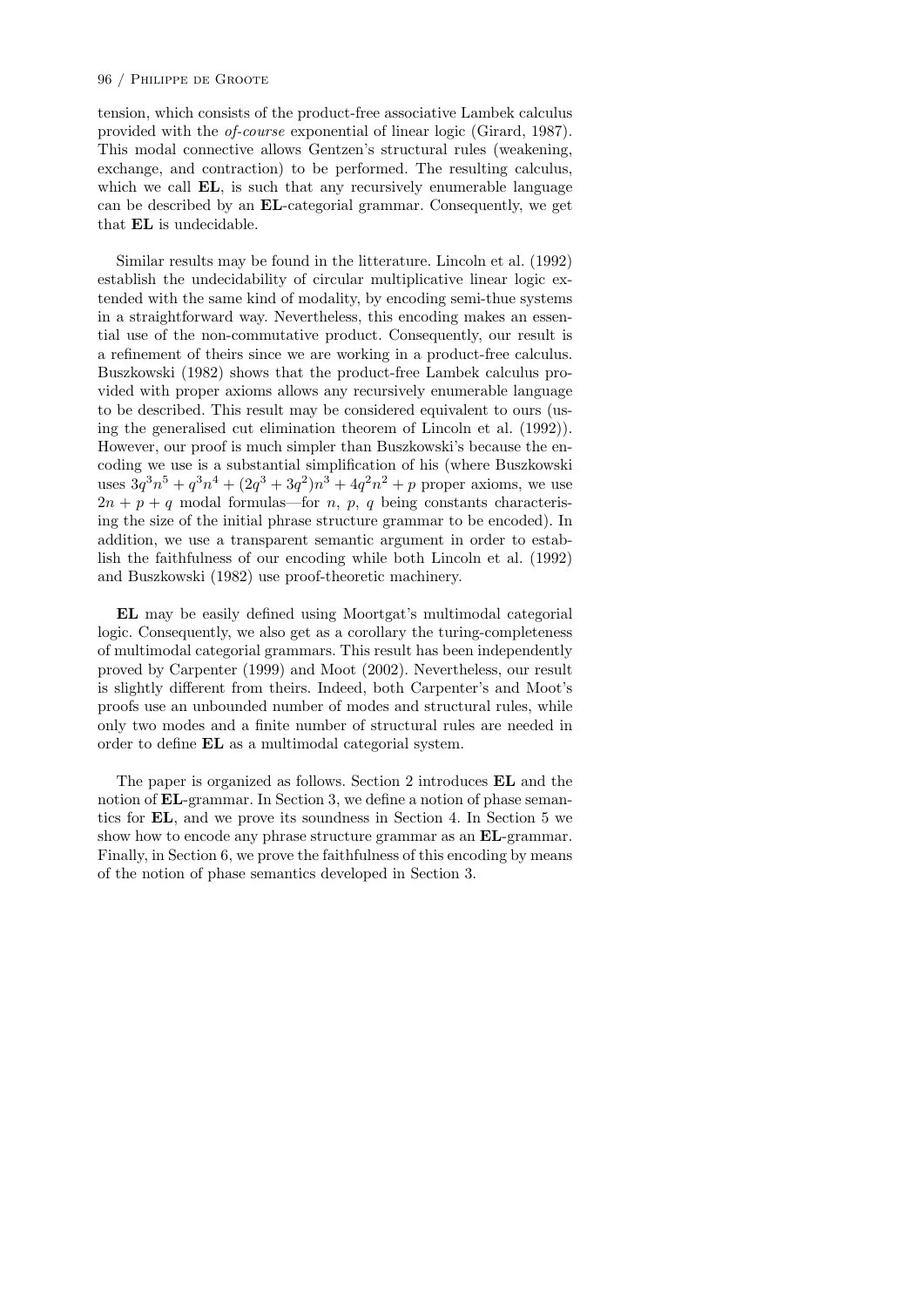tension, which consists of the product-free associative Lambek calculus provided with the *of-course* exponential of linear logic (Girard, 1987). This modal connective allows Gentzen's structural rules (weakening, exchange, and contraction) to be performed. The resulting calculus, which we call **EL**, is such that any recursively enumerable language can be described by an **EL**-categorial grammar. Consequently, we get that **EL** is undecidable.

Similar results may be found in the litterature. Lincoln et al. (1992) establish the undecidability of circular multiplicative linear logic extended with the same kind of modality, by encoding semi-thue systems in a straightforward way. Nevertheless, this encoding makes an essential use of the non-commutative product. Consequently, our result is a refinement of theirs since we are working in a product-free calculus. Buszkowski (1982) shows that the product-free Lambek calculus provided with proper axioms allows any recursively enumerable language to be described. This result may be considered equivalent to ours (using the generalised cut elimination theorem of Lincoln et al. (1992)). However, our proof is much simpler than Buszkowski's because the encoding we use is a substantial simplification of his (where Buszkowski uses $3q^3n^5 + q^3n^4 + (2q^3 + 3q^2)n^3 + 4q^2n^2 + p$ proper axioms, we use $2n + p + q$ modal formulas—for $n$, $p$, $q$ being constants characterising the size of the initial phrase structure grammar to be encoded). In addition, we use a transparent semantic argument in order to establish the faithfulness of our encoding while both Lincoln et al. (1992) and Buszkowski (1982) use proof-theoretic machinery.

**EL** may be easily defined using Moortgat's multimodal categorial logic. Consequently, we also get as a corollary the turing-completeness of multimodal categorial grammars. This result has been independently proved by Carpenter (1999) and Moot (2002). Nevertheless, our result is slightly different from theirs. Indeed, both Carpenter's and Moot's proofs use an unbounded number of modes and structural rules, while only two modes and a finite number of structural rules are needed in order to define **EL** as a multimodal categorial system.

The paper is organized as follows. Section 2 introduces **EL** and the notion of **EL**-grammar. In Section 3, we define a notion of phase semantics for **EL**, and we prove its soundness in Section 4. In Section 5 we show how to encode any phrase structure grammar as an **EL**-grammar. Finally, in Section 6, we prove the faithfulness of this encoding by means of the notion of phase semantics developed in Section 3.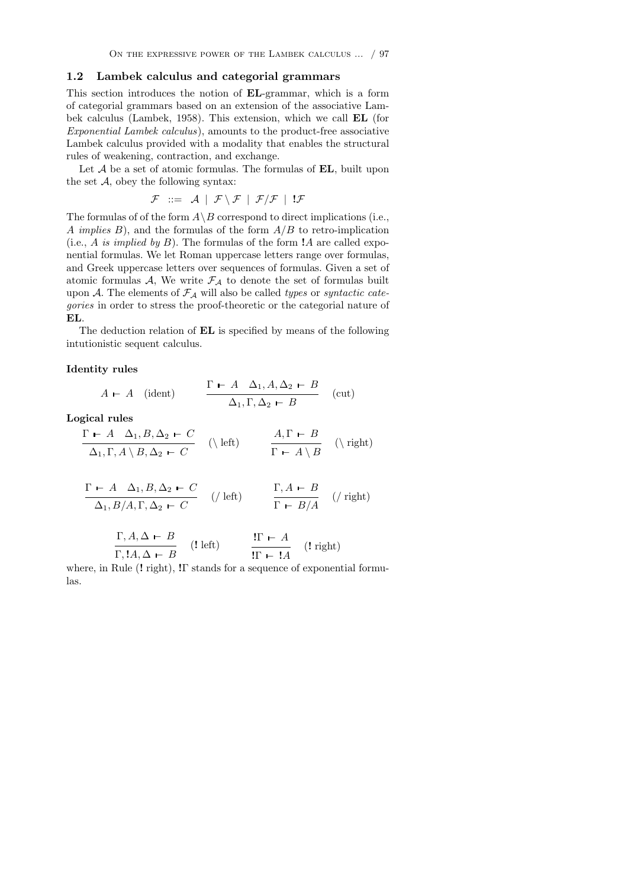### 1.2 Lambek calculus and categorial grammars

This section introduces the notion of **EL**-grammar, which is a form of categorial grammars based on an extension of the associative Lambek calculus (Lambek, 1958). This extension, which we call **EL** (for *Exponential Lambek calculus*), amounts to the product-free associative Lambek calculus provided with a modality that enables the structural rules of weakening, contraction, and exchange.

Let $\mathcal{A}$ be a set of atomic formulas. The formulas of **EL**, built upon the set $\mathcal{A}$, obey the following syntax:

$$\mathcal{F} \ ::= \ \mathcal{A} \ | \ \mathcal{F} \backslash \mathcal{F} \ | \ \mathcal{F}/\mathcal{F} \ | \ \mathbf{!}\mathcal{F}$$

The formulas of of the form $A \backslash B$ correspond to direct implications (i.e., *A implies B*), and the formulas of the form $A/B$ to retro-implication (i.e., *A is implied by B*). The formulas of the form $\mathbf{!}A$ are called exponential formulas. We let Roman uppercase letters range over formulas, and Greek uppercase letters over sequences of formulas. Given a set of atomic formulas $\mathcal{A}$, We write $\mathcal{F}_\mathcal{A}$ to denote the set of formulas built upon $\mathcal{A}$. The elements of $\mathcal{F}_\mathcal{A}$ will also be called *types* or *syntactic categories* in order to stress the proof-theoretic or the categorial nature of **EL**.

The deduction relation of **EL** is specified by means of the following intutionistic sequent calculus.

**Identity rules**

$$A \vdash A \quad \text{(ident)} \qquad\qquad \frac{\Gamma \vdash A \quad \Delta_1, A, \Delta_2 \vdash B}{\Delta_1, \Gamma, \Delta_2 \vdash B} \quad \text{(cut)}$$

**Logical rules**

$$\frac{\Gamma \vdash A \quad \Delta_1, B, \Delta_2 \vdash C}{\Delta_1, \Gamma, A \backslash B, \Delta_2 \vdash C} \quad (\backslash\ \text{left}) \qquad\qquad \frac{A, \Gamma \vdash B}{\Gamma \vdash A \backslash B} \quad (\backslash\ \text{right})$$

$$\frac{\Gamma \vdash A \quad \Delta_1, B, \Delta_2 \vdash C}{\Delta_1, B/A, \Gamma, \Delta_2 \vdash C} \quad (/\ \text{left}) \qquad\qquad \frac{\Gamma, A \vdash B}{\Gamma \vdash B/A} \quad (/\ \text{right})$$

$$\frac{\Gamma, A, \Delta \vdash B}{\Gamma, \mathbf{!}A, \Delta \vdash B} \quad (\mathbf{!}\ \text{left}) \qquad\qquad \frac{\mathbf{!}\Gamma \vdash A}{\mathbf{!}\Gamma \vdash \mathbf{!}A} \quad (\mathbf{!}\ \text{right})$$

where, in Rule ($\mathbf{!}$ right), $\mathbf{!}\Gamma$ stands for a sequence of exponential formulas.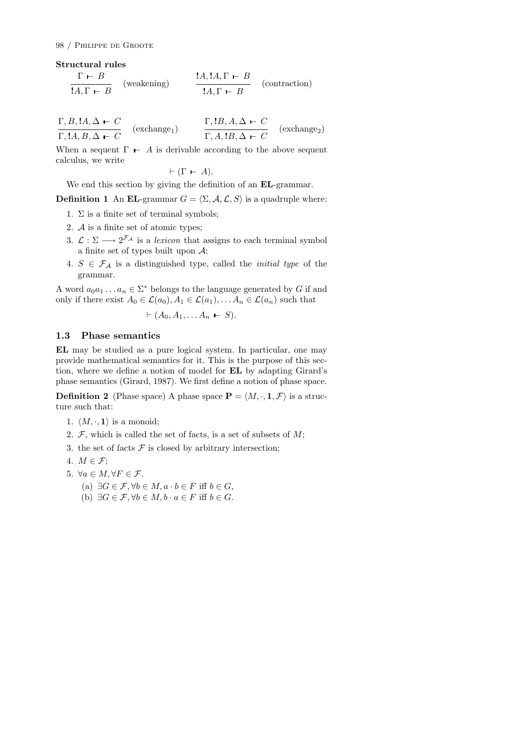**Structural rules**

$$\frac{\Gamma \vdash B}{!A, \Gamma \vdash B} \text{ (weakening)} \qquad \frac{!A, !A, \Gamma \vdash B}{!A, \Gamma \vdash B} \text{ (contraction)}$$

$$\frac{\Gamma, B, !A, \Delta \vdash C}{\Gamma, !A, B, \Delta \vdash C} \text{ (exchange}_1\text{)} \qquad \frac{\Gamma, !B, A, \Delta \vdash C}{\Gamma, A, !B, \Delta \vdash C} \text{ (exchange}_2\text{)}$$

When a sequent $\Gamma \vdash A$ is derivable according to the above sequent calculus, we write

$$\vdash (\Gamma \vdash A).$$

We end this section by giving the definition of an **EL**-grammar.

**Definition 1** An **EL**-grammar $G = \langle \Sigma, \mathcal{A}, \mathcal{L}, S \rangle$ is a quadruple where:

1. $\Sigma$ is a finite set of terminal symbols;
2. $\mathcal{A}$ is a finite set of atomic types;
3. $\mathcal{L} : \Sigma \longrightarrow 2^{\mathcal{F}_{\mathcal{A}}}$ is a *lexicon* that assigns to each terminal symbol a finite set of types built upon $\mathcal{A}$;
4. $S \in \mathcal{F}_{\mathcal{A}}$ is a distinguished type, called the *initial type* of the grammar.

A word $a_0 a_1 \ldots a_n \in \Sigma^*$ belongs to the language generated by $G$ if and only if there exist $A_0 \in \mathcal{L}(a_0), A_1 \in \mathcal{L}(a_1), \ldots A_n \in \mathcal{L}(a_n)$ such that

$$\vdash (A_0, A_1, \ldots A_n \vdash S).$$

### 1.3 Phase semantics

**EL** may be studied as a pure logical system. In particular, one may provide mathematical semantics for it. This is the purpose of this section, where we define a notion of model for **EL** by adapting Girard's phase semantics (Girard, 1987). We first define a notion of phase space.

**Definition 2** (Phase space) A phase space $\mathbf{P} = \langle M, \cdot, \mathbf{1}, \mathcal{F} \rangle$ is a structure such that:

1. $\langle M, \cdot, \mathbf{1} \rangle$ is a monoid;
2. $\mathcal{F}$, which is called the set of facts, is a set of subsets of $M$;
3. the set of facts $\mathcal{F}$ is closed by arbitrary intersection;
4. $M \in \mathcal{F}$;
5. $\forall a \in M, \forall F \in \mathcal{F}$.
   (a) $\exists G \in \mathcal{F}, \forall b \in M, a \cdot b \in F$ iff $b \in G$,
   (b) $\exists G \in \mathcal{F}, \forall b \in M, b \cdot a \in F$ iff $b \in G$.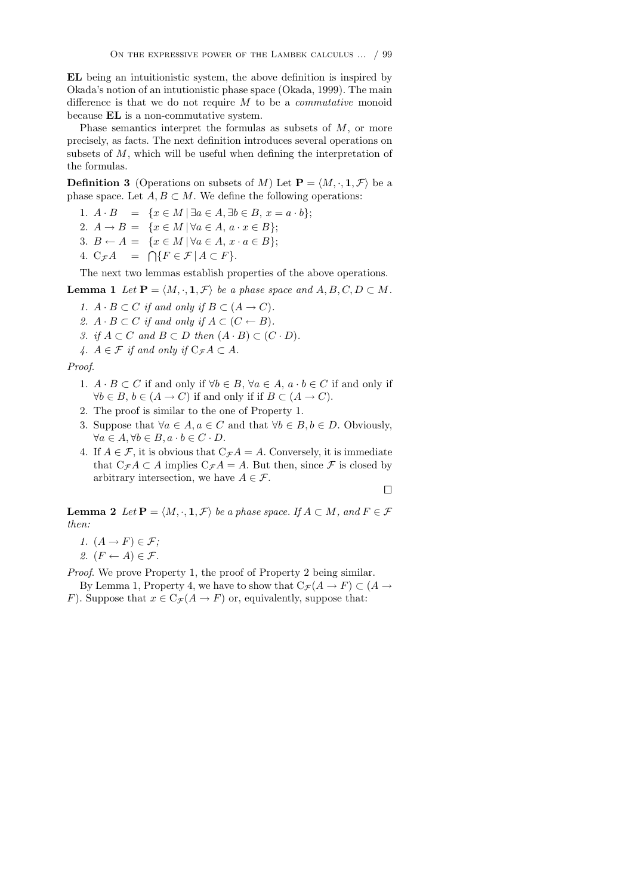**EL** being an intuitionistic system, the above definition is inspired by Okada's notion of an intutionistic phase space (Okada, 1999). The main difference is that we do not require $M$ to be a *commutative* monoid because **EL** is a non-commutative system.

Phase semantics interpret the formulas as subsets of $M$, or more precisely, as facts. The next definition introduces several operations on subsets of $M$, which will be useful when defining the interpretation of the formulas.

**Definition 3** (Operations on subsets of $M$) Let $\mathbf{P} = \langle M, \cdot, \mathbf{1}, \mathcal{F} \rangle$ be a phase space. Let $A, B \subset M$. We define the following operations:

1. $A \cdot B \;=\; \{x \in M \mid \exists a \in A, \exists b \in B, \, x = a \cdot b\}$;
2. $A \rightarrow B \;=\; \{x \in M \mid \forall a \in A, \, a \cdot x \in B\}$;
3. $B \leftarrow A \;=\; \{x \in M \mid \forall a \in A, \, x \cdot a \in B\}$;
4. $\mathrm{C}_{\mathcal{F}} A \;=\; \bigcap \{F \in \mathcal{F} \mid A \subset F\}$.

The next two lemmas establish properties of the above operations.

**Lemma 1** *Let $\mathbf{P} = \langle M, \cdot, \mathbf{1}, \mathcal{F} \rangle$ be a phase space and $A, B, C, D \subset M$.*

1. *$A \cdot B \subset C$ if and only if $B \subset (A \rightarrow C)$.*
2. *$A \cdot B \subset C$ if and only if $A \subset (C \leftarrow B)$.*
3. *if $A \subset C$ and $B \subset D$ then $(A \cdot B) \subset (C \cdot D)$.*
4. *$A \in \mathcal{F}$ if and only if $\mathrm{C}_{\mathcal{F}} A \subset A$.*

*Proof.*

1. $A \cdot B \subset C$ if and only if $\forall b \in B$, $\forall a \in A$, $a \cdot b \in C$ if and only if $\forall b \in B$, $b \in (A \rightarrow C)$ if and only if if $B \subset (A \rightarrow C)$.
2. The proof is similar to the one of Property 1.
3. Suppose that $\forall a \in A, a \in C$ and that $\forall b \in B, b \in D$. Obviously, $\forall a \in A, \forall b \in B, a \cdot b \in C \cdot D$.
4. If $A \in \mathcal{F}$, it is obvious that $\mathrm{C}_{\mathcal{F}} A = A$. Conversely, it is immediate that $\mathrm{C}_{\mathcal{F}} A \subset A$ implies $\mathrm{C}_{\mathcal{F}} A = A$. But then, since $\mathcal{F}$ is closed by arbitrary intersection, we have $A \in \mathcal{F}$.

$\square$

**Lemma 2** *Let $\mathbf{P} = \langle M, \cdot, \mathbf{1}, \mathcal{F} \rangle$ be a phase space. If $A \subset M$, and $F \in \mathcal{F}$ then:*

1. *$(A \rightarrow F) \in \mathcal{F}$;*
2. *$(F \leftarrow A) \in \mathcal{F}$.*

*Proof.* We prove Property 1, the proof of Property 2 being similar.

By Lemma 1, Property 4, we have to show that $\mathrm{C}_{\mathcal{F}}(A \rightarrow F) \subset (A \rightarrow F)$. Suppose that $x \in \mathrm{C}_{\mathcal{F}}(A \rightarrow F)$ or, equivalently, suppose that: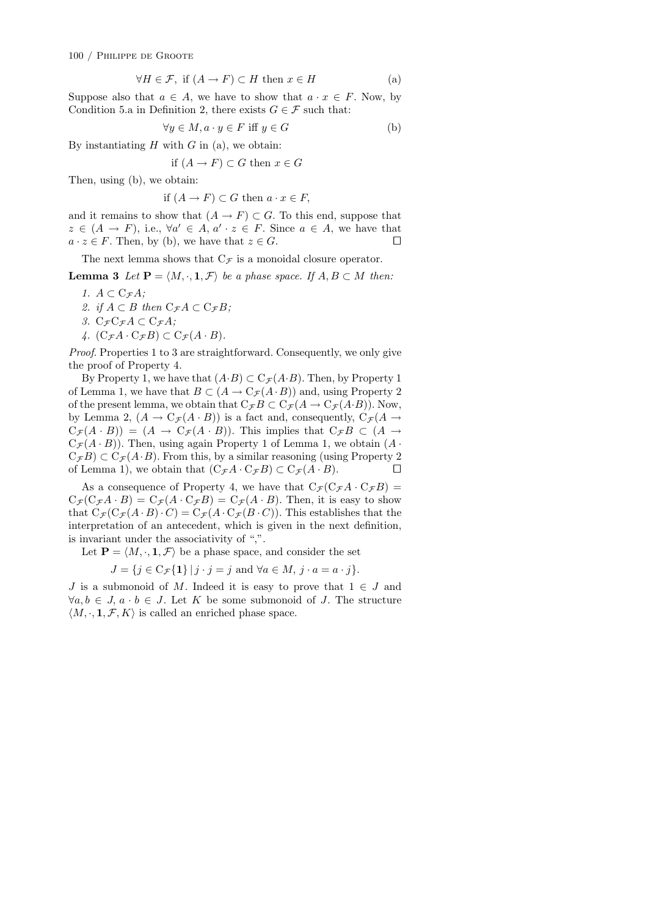$$\forall H \in \mathcal{F},\ \text{if } (A \rightarrow F) \subset H \text{ then } x \in H \tag{a}$$

Suppose also that $a \in A$, we have to show that $a \cdot x \in F$. Now, by Condition 5.a in Definition 2, there exists $G \in \mathcal{F}$ such that:

$$\forall y \in M, a \cdot y \in F \text{ iff } y \in G \tag{b}$$

By instantiating $H$ with $G$ in (a), we obtain:

$$\text{if } (A \rightarrow F) \subset G \text{ then } x \in G$$

Then, using (b), we obtain:

$$\text{if } (A \rightarrow F) \subset G \text{ then } a \cdot x \in F,$$

and it remains to show that $(A \rightarrow F) \subset G$. To this end, suppose that $z \in (A \rightarrow F)$, i.e., $\forall a' \in A, a' \cdot z \in F$. Since $a \in A$, we have that $a \cdot z \in F$. Then, by (b), we have that $z \in G$. □

The next lemma shows that $\mathrm{C}_{\mathcal{F}}$ is a monoidal closure operator.

**Lemma 3** *Let $\mathbf{P} = \langle M, \cdot, \mathbf{1}, \mathcal{F} \rangle$ be a phase space. If $A, B \subset M$ then:*

1. $A \subset \mathrm{C}_{\mathcal{F}}A$;
2. *if* $A \subset B$ *then* $\mathrm{C}_{\mathcal{F}}A \subset \mathrm{C}_{\mathcal{F}}B$;
3. $\mathrm{C}_{\mathcal{F}}\mathrm{C}_{\mathcal{F}}A \subset \mathrm{C}_{\mathcal{F}}A$;
4. $(\mathrm{C}_{\mathcal{F}}A \cdot \mathrm{C}_{\mathcal{F}}B) \subset \mathrm{C}_{\mathcal{F}}(A \cdot B)$.

*Proof.* Properties 1 to 3 are straightforward. Consequently, we only give the proof of Property 4.

By Property 1, we have that $(A \cdot B) \subset \mathrm{C}_{\mathcal{F}}(A \cdot B)$. Then, by Property 1 of Lemma 1, we have that $B \subset (A \rightarrow \mathrm{C}_{\mathcal{F}}(A \cdot B))$ and, using Property 2 of the present lemma, we obtain that $\mathrm{C}_{\mathcal{F}}B \subset \mathrm{C}_{\mathcal{F}}(A \rightarrow \mathrm{C}_{\mathcal{F}}(A \cdot B))$. Now, by Lemma 2, $(A \rightarrow \mathrm{C}_{\mathcal{F}}(A \cdot B))$ is a fact and, consequently, $\mathrm{C}_{\mathcal{F}}(A \rightarrow \mathrm{C}_{\mathcal{F}}(A \cdot B)) = (A \rightarrow \mathrm{C}_{\mathcal{F}}(A \cdot B))$. This implies that $\mathrm{C}_{\mathcal{F}}B \subset (A \rightarrow \mathrm{C}_{\mathcal{F}}(A \cdot B))$. Then, using again Property 1 of Lemma 1, we obtain $(A \cdot \mathrm{C}_{\mathcal{F}}B) \subset \mathrm{C}_{\mathcal{F}}(A \cdot B)$. From this, by a similar reasoning (using Property 2 of Lemma 1), we obtain that $(\mathrm{C}_{\mathcal{F}}A \cdot \mathrm{C}_{\mathcal{F}}B) \subset \mathrm{C}_{\mathcal{F}}(A \cdot B)$. □

As a consequence of Property 4, we have that $\mathrm{C}_{\mathcal{F}}(\mathrm{C}_{\mathcal{F}}A \cdot \mathrm{C}_{\mathcal{F}}B) = \mathrm{C}_{\mathcal{F}}(\mathrm{C}_{\mathcal{F}}A \cdot B) = \mathrm{C}_{\mathcal{F}}(A \cdot \mathrm{C}_{\mathcal{F}}B) = \mathrm{C}_{\mathcal{F}}(A \cdot B)$. Then, it is easy to show that $\mathrm{C}_{\mathcal{F}}(\mathrm{C}_{\mathcal{F}}(A \cdot B) \cdot C) = \mathrm{C}_{\mathcal{F}}(A \cdot \mathrm{C}_{\mathcal{F}}(B \cdot C))$. This establishes that the interpretation of an antecedent, which is given in the next definition, is invariant under the associativity of ",".

Let $\mathbf{P} = \langle M, \cdot, \mathbf{1}, \mathcal{F} \rangle$ be a phase space, and consider the set

$$J = \{j \in \mathrm{C}_{\mathcal{F}}\{\mathbf{1}\} \mid j \cdot j = j \text{ and } \forall a \in M,\ j \cdot a = a \cdot j\}.$$

$J$ is a submonoid of $M$. Indeed it is easy to prove that $1 \in J$ and $\forall a, b \in J,\ a \cdot b \in J$. Let $K$ be some submonoid of $J$. The structure $\langle M, \cdot, \mathbf{1}, \mathcal{F}, K \rangle$ is called an enriched phase space.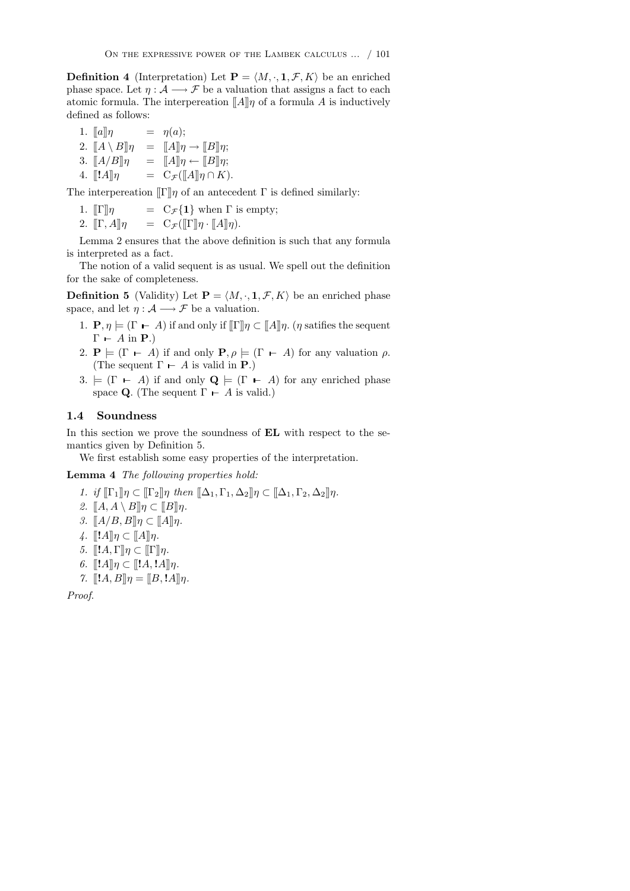**Definition 4** (Interpretation) Let $\mathbf{P} = \langle M, \cdot, \mathbf{1}, \mathcal{F}, K\rangle$ be an enriched phase space. Let $\eta : \mathcal{A} \longrightarrow \mathcal{F}$ be a valuation that assigns a fact to each atomic formula. The interpereation $[\![A]\!]\eta$ of a formula $A$ is inductively defined as follows:

1. $[\![a]\!]\eta \quad = \quad \eta(a)$;
2. $[\![A \setminus B]\!]\eta \quad = \quad [\![A]\!]\eta \rightarrow [\![B]\!]\eta$;
3. $[\![A / B]\!]\eta \quad = \quad [\![A]\!]\eta \leftarrow [\![B]\!]\eta$;
4. $[\![\mathbf{!}A]\!]\eta \quad = \quad \mathrm{C}_{\mathcal{F}}([\![A]\!]\eta \cap K)$.

The interpereation $[\![\Gamma]\!]\eta$ of an antecedent $\Gamma$ is defined similarly:

1. $[\![\Gamma]\!]\eta \quad = \quad \mathrm{C}_{\mathcal{F}}\{\mathbf{1}\}$ when $\Gamma$ is empty;
2. $[\![\Gamma, A]\!]\eta \quad = \quad \mathrm{C}_{\mathcal{F}}([\![\Gamma]\!]\eta \cdot [\![A]\!]\eta)$.

Lemma 2 ensures that the above definition is such that any formula is interpreted as a fact.

The notion of a valid sequent is as usual. We spell out the definition for the sake of completeness.

**Definition 5** (Validity) Let $\mathbf{P} = \langle M, \cdot, \mathbf{1}, \mathcal{F}, K\rangle$ be an enriched phase space, and let $\eta : \mathcal{A} \longrightarrow \mathcal{F}$ be a valuation.

1. $\mathbf{P}, \eta \models (\Gamma \vdash A)$ if and only if $[\![\Gamma]\!]\eta \subset [\![A]\!]\eta$. ($\eta$ satisfies the sequent $\Gamma \vdash A$ in $\mathbf{P}$.)
2. $\mathbf{P} \models (\Gamma \vdash A)$ if and only $\mathbf{P}, \rho \models (\Gamma \vdash A)$ for any valuation $\rho$. (The sequent $\Gamma \vdash A$ is valid in $\mathbf{P}$.)
3. $\models (\Gamma \vdash A)$ if and only $\mathbf{Q} \models (\Gamma \vdash A)$ for any enriched phase space $\mathbf{Q}$. (The sequent $\Gamma \vdash A$ is valid.)

### 1.4 Soundness

In this section we prove the soundness of **EL** with respect to the semantics given by Definition 5.

We first establish some easy properties of the interpretation.

**Lemma 4** *The following properties hold:*

1. *if* $[\![\Gamma_1]\!]\eta \subset [\![\Gamma_2]\!]\eta$ *then* $[\![\Delta_1, \Gamma_1, \Delta_2]\!]\eta \subset [\![\Delta_1, \Gamma_2, \Delta_2]\!]\eta$.
2. $[\![A, A \setminus B]\!]\eta \subset [\![B]\!]\eta$.
3. $[\![A/B, B]\!]\eta \subset [\![A]\!]\eta$.
4. $[\![\mathbf{!}A]\!]\eta \subset [\![A]\!]\eta$.
5. $[\![\mathbf{!}A, \Gamma]\!]\eta \subset [\![\Gamma]\!]\eta$.
6. $[\![\mathbf{!}A]\!]\eta \subset [\![\mathbf{!}A, \mathbf{!}A]\!]\eta$.
7. $[\![\mathbf{!}A, B]\!]\eta = [\![B, \mathbf{!}A]\!]\eta$.

*Proof.*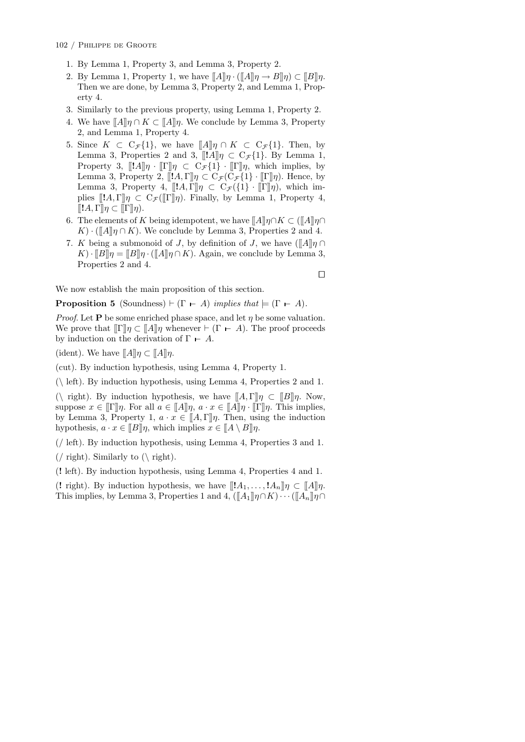1. By Lemma 1, Property 3, and Lemma 3, Property 2.
2. By Lemma 1, Property 1, we have $[\![A]\!]\eta \cdot ([\![A]\!]\eta \to [\![B]\!]\eta) \subset [\![B]\!]\eta$. Then we are done, by Lemma 3, Property 2, and Lemma 1, Property 4.
3. Similarly to the previous property, using Lemma 1, Property 2.
4. We have $[\![A]\!]\eta \cap K \subset [\![A]\!]\eta$. We conclude by Lemma 3, Property 2, and Lemma 1, Property 4.
5. Since $K \subset \mathrm{C}_{\mathcal{F}}\{1\}$, we have $[\![A]\!]\eta \cap K \subset \mathrm{C}_{\mathcal{F}}\{1\}$. Then, by Lemma 3, Properties 2 and 3, $[\![!A]\!]\eta \subset \mathrm{C}_{\mathcal{F}}\{1\}$. By Lemma 1, Property 3, $[\![!A]\!]\eta \cdot [\![\Gamma]\!]\eta \subset \mathrm{C}_{\mathcal{F}}\{1\} \cdot [\![\Gamma]\!]\eta$, which implies, by Lemma 3, Property 2, $[\![!A, \Gamma]\!]\eta \subset \mathrm{C}_{\mathcal{F}}(\mathrm{C}_{\mathcal{F}}\{1\} \cdot [\![\Gamma]\!]\eta)$. Hence, by Lemma 3, Property 4, $[\![!A, \Gamma]\!]\eta \subset \mathrm{C}_{\mathcal{F}}(\{1\} \cdot [\![\Gamma]\!]\eta)$, which implies $[\![!A, \Gamma]\!]\eta \subset \mathrm{C}_{\mathcal{F}}([\![\Gamma]\!]\eta)$. Finally, by Lemma 1, Property 4, $[\![!A, \Gamma]\!]\eta \subset [\![\Gamma]\!]\eta)$.
6. The elements of $K$ being idempotent, we have $[\![A]\!]\eta \cap K \subset ([\![A]\!]\eta \cap K) \cdot ([\![A]\!]\eta \cap K)$. We conclude by Lemma 3, Properties 2 and 4.
7. $K$ being a submonoid of $J$, by definition of $J$, we have $([\![A]\!]\eta \cap K) \cdot [\![B]\!]\eta = [\![B]\!]\eta \cdot ([\![A]\!]\eta \cap K)$. Again, we conclude by Lemma 3, Properties 2 and 4.

$\square$

We now establish the main proposition of this section.

**Proposition 5** (Soundness) $\vdash (\Gamma \vdash A)$ *implies that* $\models (\Gamma \vdash A)$.

*Proof.* Let $\mathbf{P}$ be some enriched phase space, and let $\eta$ be some valuation. We prove that $[\![\Gamma]\!]\eta \subset [\![A]\!]\eta$ whenever $\vdash (\Gamma \vdash A)$. The proof proceeds by induction on the derivation of $\Gamma \vdash A$.

(ident). We have $[\![A]\!]\eta \subset [\![A]\!]\eta$.

(cut). By induction hypothesis, using Lemma 4, Property 1.

($\backslash$ left). By induction hypothesis, using Lemma 4, Properties 2 and 1.

($\backslash$ right). By induction hypothesis, we have $[\![A, \Gamma]\!]\eta \subset [\![B]\!]\eta$. Now, suppose $x \in [\![\Gamma]\!]\eta$. For all $a \in [\![A]\!]\eta$, $a \cdot x \in [\![A]\!]\eta \cdot [\![\Gamma]\!]\eta$. This implies, by Lemma 3, Property 1, $a \cdot x \in [\![A, \Gamma]\!]\eta$. Then, using the induction hypothesis, $a \cdot x \in [\![B]\!]\eta$, which implies $x \in [\![A \backslash B]\!]\eta$.

($/$ left). By induction hypothesis, using Lemma 4, Properties 3 and 1.

($/$ right). Similarly to ($\backslash$ right).

($!$ left). By induction hypothesis, using Lemma 4, Properties 4 and 1.

($!$ right). By induction hypothesis, we have $[\![!A_1, \ldots, !A_n]\!]\eta \subset [\![A]\!]\eta$. This implies, by Lemma 3, Properties 1 and 4, $([\![A_1]\!]\eta \cap K) \cdots ([\![A_n]\!]\eta \cap$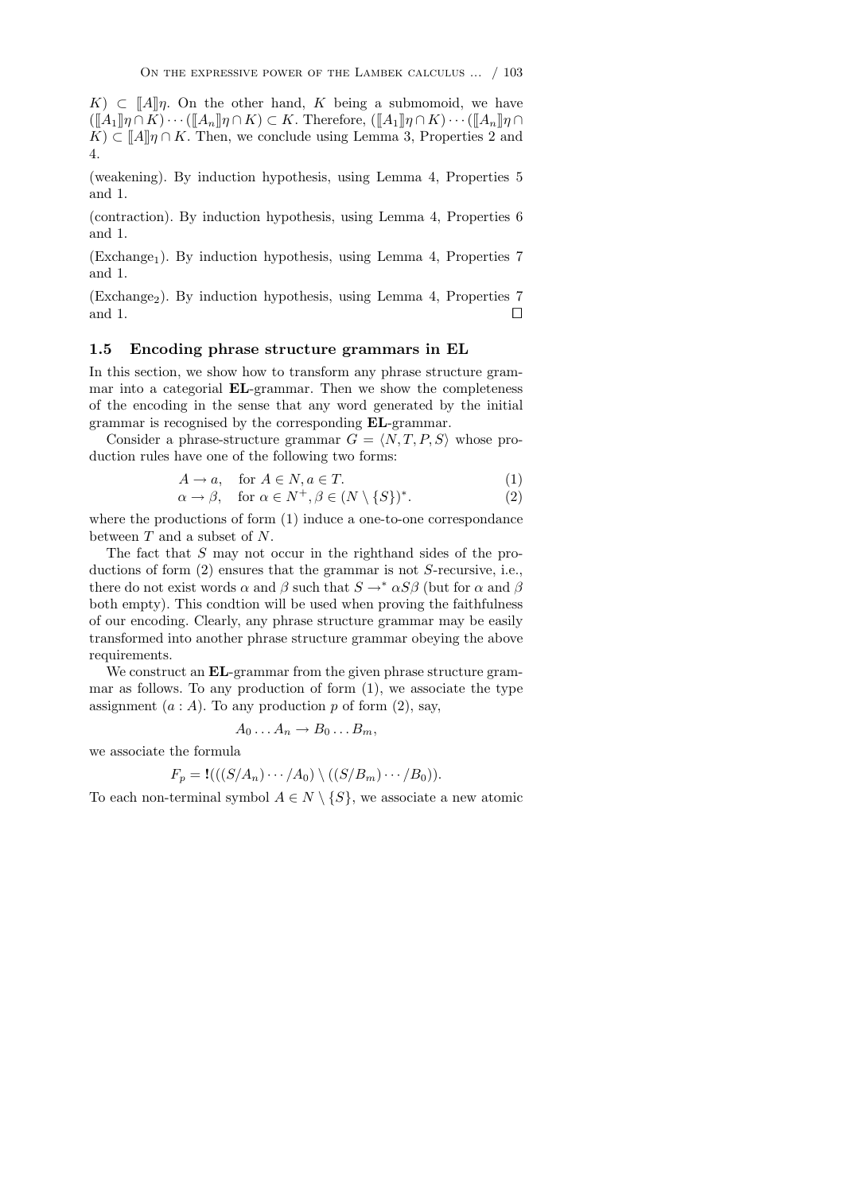$K) \subset [\![A]\!]\eta$. On the other hand, $K$ being a submomoid, we have $([\![A_1]\!]\eta \cap K) \cdots ([\![A_n]\!]\eta \cap K) \subset K$. Therefore, $([\![A_1]\!]\eta \cap K) \cdots ([\![A_n]\!]\eta \cap K) \subset [\![A]\!]\eta \cap K$. Then, we conclude using Lemma 3, Properties 2 and 4.

(weakening). By induction hypothesis, using Lemma 4, Properties 5 and 1.

(contraction). By induction hypothesis, using Lemma 4, Properties 6 and 1.

(Exchange$_1$). By induction hypothesis, using Lemma 4, Properties 7 and 1.

(Exchange$_2$). By induction hypothesis, using Lemma 4, Properties 7 and 1. $\square$

### 1.5 Encoding phrase structure grammars in EL

In this section, we show how to transform any phrase structure grammar into a categorial **EL**-grammar. Then we show the completeness of the encoding in the sense that any word generated by the initial grammar is recognised by the corresponding **EL**-grammar.

Consider a phrase-structure grammar $G = \langle N, T, P, S \rangle$ whose production rules have one of the following two forms:

$$A \to a, \quad \text{for } A \in N, a \in T. \tag{1}$$

$$\alpha \to \beta, \quad \text{for } \alpha \in N^+, \beta \in (N \setminus \{S\})^*. \tag{2}$$

where the productions of form (1) induce a one-to-one correspondance between $T$ and a subset of $N$.

The fact that $S$ may not occur in the righthand sides of the productions of form (2) ensures that the grammar is not $S$-recursive, i.e., there do not exist words $\alpha$ and $\beta$ such that $S \to^* \alpha S \beta$ (but for $\alpha$ and $\beta$ both empty). This condtion will be used when proving the faithfulness of our encoding. Clearly, any phrase structure grammar may be easily transformed into another phrase structure grammar obeying the above requirements.

We construct an **EL**-grammar from the given phrase structure grammar as follows. To any production of form (1), we associate the type assignment $(a : A)$. To any production $p$ of form (2), say,

$$A_0 \ldots A_n \to B_0 \ldots B_m,$$

we associate the formula

$$F_p = \mathbf{!}(((S/A_n) \cdots /A_0) \setminus ((S/B_m) \cdots /B_0)).$$

To each non-terminal symbol $A \in N \setminus \{S\}$, we associate a new atomic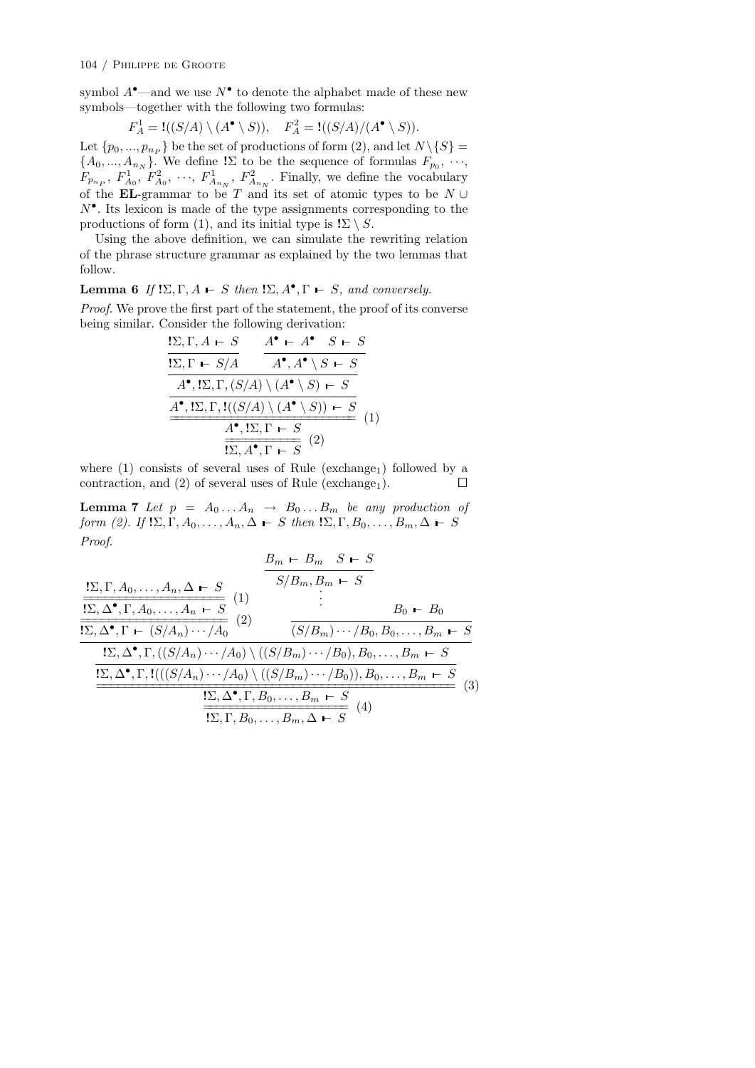symbol $A^\bullet$—and we use $N^\bullet$ to denote the alphabet made of these new symbols—together with the following two formulas:

$$F_A^1 = \mathbf{!}((S/A) \setminus (A^\bullet \setminus S)), \quad F_A^2 = \mathbf{!}((S/A)/(A^\bullet \setminus S)).$$

Let $\{p_0, ..., p_{n_P}\}$ be the set of productions of form (2), and let $N \setminus \{S\} = \{A_0, ..., A_{n_N}\}$. We define $\mathbf{!}\Sigma$ to be the sequence of formulas $F_{p_0}, \cdots, F_{p_{n_P}}, F^1_{A_0}, F^2_{A_0}, \cdots, F^1_{A_{n_N}}, F^2_{A_{n_N}}$. Finally, we define the vocabulary of the **EL**-grammar to be $T$ and its set of atomic types to be $N \cup N^\bullet$. Its lexicon is made of the type assignments corresponding to the productions of form (1), and its initial type is $\mathbf{!}\Sigma \setminus S$.

Using the above definition, we can simulate the rewriting relation of the phrase structure grammar as explained by the two lemmas that follow.

**Lemma 6** *If* $\mathbf{!}\Sigma, \Gamma, A \vdash S$ *then* $\mathbf{!}\Sigma, A^\bullet, \Gamma \vdash S$*, and conversely.*

*Proof.* We prove the first part of the statement, the proof of its converse being similar. Consider the following derivation:

$$\dfrac{\dfrac{\dfrac{\dfrac{\dfrac{\mathbf{!}\Sigma, \Gamma, A \vdash S}{\mathbf{!}\Sigma, \Gamma \vdash S/A} \qquad \dfrac{A^\bullet \vdash A^\bullet \quad S \vdash S}{A^\bullet, A^\bullet \setminus S \vdash S}}{A^\bullet, \mathbf{!}\Sigma, \Gamma, (S/A) \setminus (A^\bullet \setminus S) \vdash S}}{A^\bullet, \mathbf{!}\Sigma, \Gamma, \mathbf{!}((S/A) \setminus (A^\bullet \setminus S)) \vdash S}}{A^\bullet, \mathbf{!}\Sigma, \Gamma \vdash S}\ (1)}{\mathbf{!}\Sigma, A^\bullet, \Gamma \vdash S}\ (2)$$

where (1) consists of several uses of Rule (exchange$_1$) followed by a contraction, and (2) of several uses of Rule (exchange$_1$). $\square$

**Lemma 7** *Let* $p = A_0 \ldots A_n \to B_0 \ldots B_m$ *be any production of form (2). If* $\mathbf{!}\Sigma, \Gamma, A_0, \ldots, A_n, \Delta \vdash S$ *then* $\mathbf{!}\Sigma, \Gamma, B_0, \ldots, B_m, \Delta \vdash S$

*Proof.*

$$\dfrac{\dfrac{\dfrac{\dfrac{\dfrac{\dfrac{\mathbf{!}\Sigma, \Gamma, A_0, \ldots, A_n, \Delta \vdash S}{\mathbf{!}\Sigma, \Delta^\bullet, \Gamma, A_0, \ldots, A_n \vdash S}\ (1)}{\mathbf{!}\Sigma, \Delta^\bullet, \Gamma \vdash (S/A_n) \cdots /A_0}\ (2) \qquad \dfrac{\dfrac{\dfrac{B_m \vdash B_m \quad S \vdash S}{S/B_m, B_m \vdash S}}{\vdots} \qquad B_0 \vdash B_0}{(S/B_m) \cdots /B_0, B_0, \ldots, B_m \vdash S}}{\mathbf{!}\Sigma, \Delta^\bullet, \Gamma, ((S/A_n) \cdots /A_0) \setminus ((S/B_m) \cdots /B_0), B_0, \ldots, B_m \vdash S}}{\mathbf{!}\Sigma, \Delta^\bullet, \Gamma, \mathbf{!}(((S/A_n) \cdots /A_0) \setminus ((S/B_m) \cdots /B_0)), B_0, \ldots, B_m \vdash S}}{\mathbf{!}\Sigma, \Delta^\bullet, \Gamma, B_0, \ldots, B_m \vdash S}\ (3)}{\mathbf{!}\Sigma, \Gamma, B_0, \ldots, B_m, \Delta \vdash S}\ (4)$$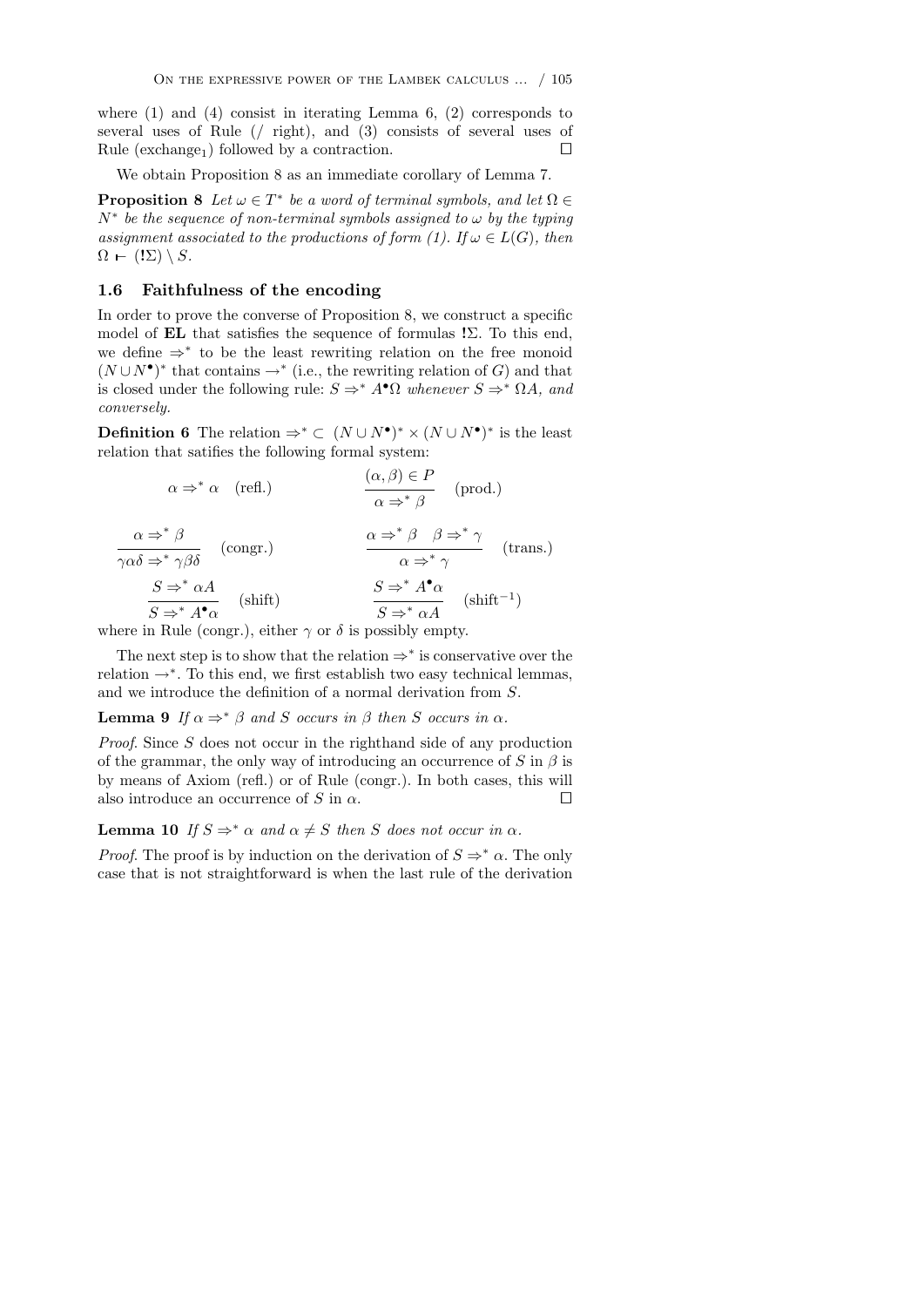where (1) and (4) consist in iterating Lemma 6, (2) corresponds to several uses of Rule (/ right), and (3) consists of several uses of Rule ($\text{exchange}_1$) followed by a contraction. □

We obtain Proposition 8 as an immediate corollary of Lemma 7.

**Proposition 8** *Let $\omega \in T^*$ be a word of terminal symbols, and let $\Omega \in N^*$ be the sequence of non-terminal symbols assigned to $\omega$ by the typing assignment associated to the productions of form (1). If $\omega \in L(G)$, then $\Omega \vdash (!\Sigma) \setminus S$.*

### 1.6 Faithfulness of the encoding

In order to prove the converse of Proposition 8, we construct a specific model of **EL** that satisfies the sequence of formulas $!\Sigma$. To this end, we define $\Rightarrow^*$ to be the least rewriting relation on the free monoid $(N \cup N^\bullet)^*$ that contains $\rightarrow^*$ (i.e., the rewriting relation of $G$) and that is closed under the following rule: *$S \Rightarrow^* A^\bullet\Omega$ whenever $S \Rightarrow^* \Omega A$, and conversely.*

**Definition 6** The relation $\Rightarrow^* \subset (N \cup N^\bullet)^* \times (N \cup N^\bullet)^*$ is the least relation that satifies the following formal system:

$$\alpha \Rightarrow^* \alpha \quad \text{(refl.)} \qquad\qquad \frac{(\alpha, \beta) \in P}{\alpha \Rightarrow^* \beta} \quad \text{(prod.)}$$

$$\frac{\alpha \Rightarrow^* \beta}{\gamma\alpha\delta \Rightarrow^* \gamma\beta\delta} \quad \text{(congr.)} \qquad\qquad \frac{\alpha \Rightarrow^* \beta \quad \beta \Rightarrow^* \gamma}{\alpha \Rightarrow^* \gamma} \quad \text{(trans.)}$$

$$\frac{S \Rightarrow^* \alpha A}{S \Rightarrow^* A^\bullet\alpha} \quad \text{(shift)} \qquad\qquad \frac{S \Rightarrow^* A^\bullet\alpha}{S \Rightarrow^* \alpha A} \quad (\text{shift}^{-1})$$

where in Rule (congr.), either $\gamma$ or $\delta$ is possibly empty.

The next step is to show that the relation $\Rightarrow^*$ is conservative over the relation $\rightarrow^*$. To this end, we first establish two easy technical lemmas, and we introduce the definition of a normal derivation from $S$.

**Lemma 9** *If $\alpha \Rightarrow^* \beta$ and $S$ occurs in $\beta$ then $S$ occurs in $\alpha$.*

*Proof.* Since $S$ does not occur in the righthand side of any production of the grammar, the only way of introducing an occurrence of $S$ in $\beta$ is by means of Axiom (refl.) or of Rule (congr.). In both cases, this will also introduce an occurrence of $S$ in $\alpha$. □

**Lemma 10** *If $S \Rightarrow^* \alpha$ and $\alpha \neq S$ then $S$ does not occur in $\alpha$.*

*Proof.* The proof is by induction on the derivation of $S \Rightarrow^* \alpha$. The only case that is not straightforward is when the last rule of the derivation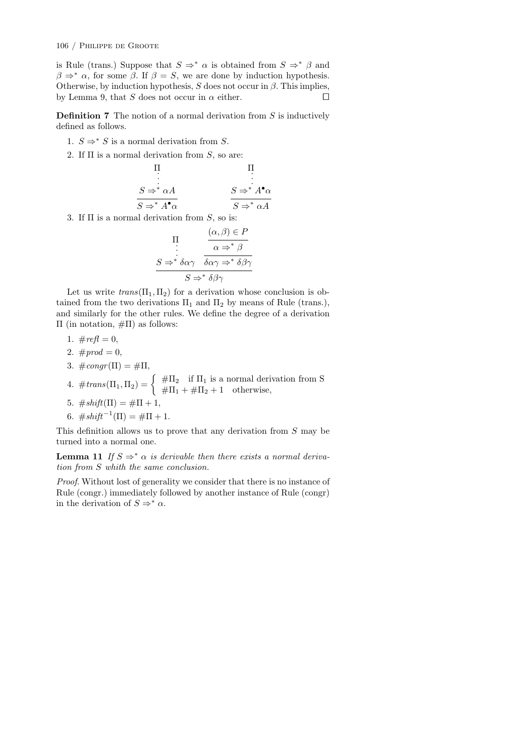is Rule (trans.) Suppose that $S \Rightarrow^* \alpha$ is obtained from $S \Rightarrow^* \beta$ and $\beta \Rightarrow^* \alpha$, for some $\beta$. If $\beta = S$, we are done by induction hypothesis. Otherwise, by induction hypothesis, $S$ does not occur in $\beta$. This implies, by Lemma 9, that $S$ does not occur in $\alpha$ either. □

**Definition 7** The notion of a normal derivation from $S$ is inductively defined as follows.

1. $S \Rightarrow^* S$ is a normal derivation from $S$.
2. If $\Pi$ is a normal derivation from $S$, so are:

$$\frac{\begin{array}{c}\Pi \\ \vdots \\ S \Rightarrow^* \alpha A\end{array}}{S \Rightarrow^* A^{\bullet}\alpha} \qquad\qquad \frac{\begin{array}{c}\Pi \\ \vdots \\ S \Rightarrow^* A^{\bullet}\alpha\end{array}}{S \Rightarrow^* \alpha A}$$

3. If $\Pi$ is a normal derivation from $S$, so is:

$$\frac{\begin{array}{c}\Pi \\ \vdots \\ S \Rightarrow^* \delta\alpha\gamma\end{array} \quad \dfrac{\dfrac{(\alpha, \beta) \in P}{\alpha \Rightarrow^* \beta}}{\delta\alpha\gamma \Rightarrow^* \delta\beta\gamma}}{S \Rightarrow^* \delta\beta\gamma}$$

Let us write $trans(\Pi_1, \Pi_2)$ for a derivation whose conclusion is obtained from the two derivations $\Pi_1$ and $\Pi_2$ by means of Rule (trans.), and similarly for the other rules. We define the degree of a derivation $\Pi$ (in notation, $\#\Pi$) as follows:

1. $\#\mathit{refl} = 0$,
2. $\#\mathit{prod} = 0$,
3. $\#\mathit{congr}(\Pi) = \#\Pi$,
4. $\#\mathit{trans}(\Pi_1, \Pi_2) = \begin{cases} \#\Pi_2 & \text{if } \Pi_1 \text{ is a normal derivation from S} \\ \#\Pi_1 + \#\Pi_2 + 1 & \text{otherwise,} \end{cases}$
5. $\#\mathit{shift}(\Pi) = \#\Pi + 1$,
6. $\#\mathit{shift}^{-1}(\Pi) = \#\Pi + 1$.

This definition allows us to prove that any derivation from $S$ may be turned into a normal one.

**Lemma 11** *If $S \Rightarrow^* \alpha$ is derivable then there exists a normal derivation from $S$ whith the same conclusion.*

*Proof.* Without lost of generality we consider that there is no instance of Rule (congr.) immediately followed by another instance of Rule (congr) in the derivation of $S \Rightarrow^* \alpha$.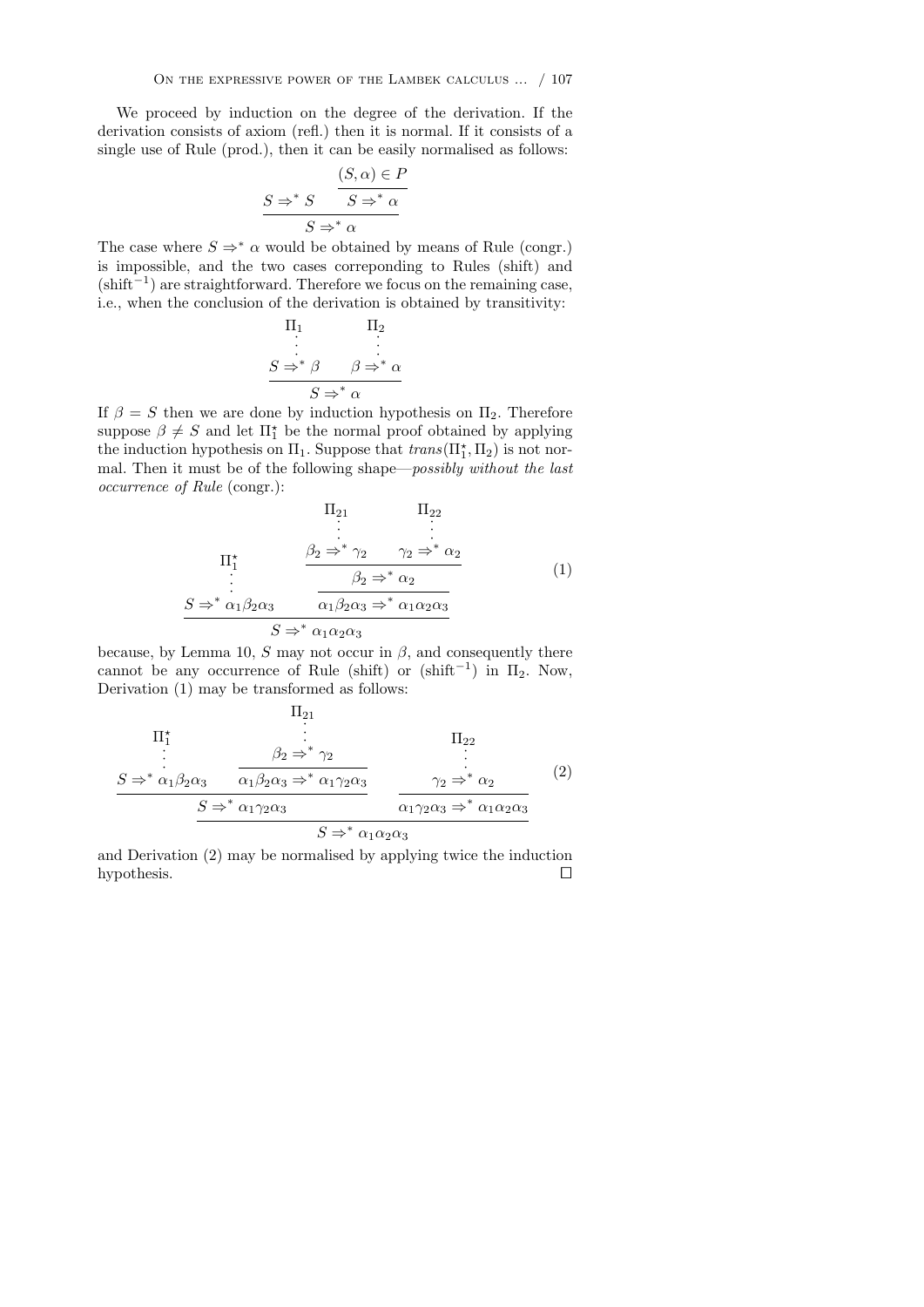We proceed by induction on the degree of the derivation. If the derivation consists of axiom (refl.) then it is normal. If it consists of a single use of Rule (prod.), then it can be easily normalised as follows:

$$\dfrac{S \Rightarrow^* S \qquad \dfrac{(S,\alpha) \in P}{S \Rightarrow^* \alpha}}{S \Rightarrow^* \alpha}$$

The case where $S \Rightarrow^* \alpha$ would be obtained by means of Rule (congr.) is impossible, and the two cases correponding to Rules (shift) and (shift$^{-1}$) are straightforward. Therefore we focus on the remaining case, i.e., when the conclusion of the derivation is obtained by transitivity:

$$\dfrac{\begin{matrix}\Pi_1 \\ \vdots \\ S \Rightarrow^* \beta\end{matrix} \qquad \begin{matrix}\Pi_2 \\ \vdots \\ \beta \Rightarrow^* \alpha\end{matrix}}{S \Rightarrow^* \alpha}$$

If $\beta = S$ then we are done by induction hypothesis on $\Pi_2$. Therefore suppose $\beta \neq S$ and let $\Pi_1^\star$ be the normal proof obtained by applying the induction hypothesis on $\Pi_1$. Suppose that $trans(\Pi_1^\star, \Pi_2)$ is not normal. Then it must be of the following shape—*possibly without the last occurrence of Rule* (congr.):

$$\dfrac{\begin{matrix}\Pi_1^\star \\ \vdots \\ S \Rightarrow^* \alpha_1\beta_2\alpha_3\end{matrix} \qquad \dfrac{\dfrac{\begin{matrix}\Pi_{21} \\ \vdots \\ \beta_2 \Rightarrow^* \gamma_2\end{matrix} \qquad \begin{matrix}\Pi_{22} \\ \vdots \\ \gamma_2 \Rightarrow^* \alpha_2\end{matrix}}{\beta_2 \Rightarrow^* \alpha_2}}{\alpha_1\beta_2\alpha_3 \Rightarrow^* \alpha_1\alpha_2\alpha_3}}{S \Rightarrow^* \alpha_1\alpha_2\alpha_3} \tag{1}$$

because, by Lemma 10, $S$ may not occur in $\beta$, and consequently there cannot be any occurrence of Rule (shift) or (shift$^{-1}$) in $\Pi_2$. Now, Derivation (1) may be transformed as follows:

$$\dfrac{\dfrac{\begin{matrix}\Pi_1^\star \\ \vdots \\ S \Rightarrow^* \alpha_1\beta_2\alpha_3\end{matrix} \qquad \dfrac{\begin{matrix}\Pi_{21} \\ \vdots \\ \beta_2 \Rightarrow^* \gamma_2\end{matrix}}{\alpha_1\beta_2\alpha_3 \Rightarrow^* \alpha_1\gamma_2\alpha_3}}{S \Rightarrow^* \alpha_1\gamma_2\alpha_3} \qquad \dfrac{\begin{matrix}\Pi_{22} \\ \vdots \\ \gamma_2 \Rightarrow^* \alpha_2\end{matrix}}{\alpha_1\gamma_2\alpha_3 \Rightarrow^* \alpha_1\alpha_2\alpha_3}}{S \Rightarrow^* \alpha_1\alpha_2\alpha_3} \tag{2}$$

and Derivation (2) may be normalised by applying twice the induction hypothesis. □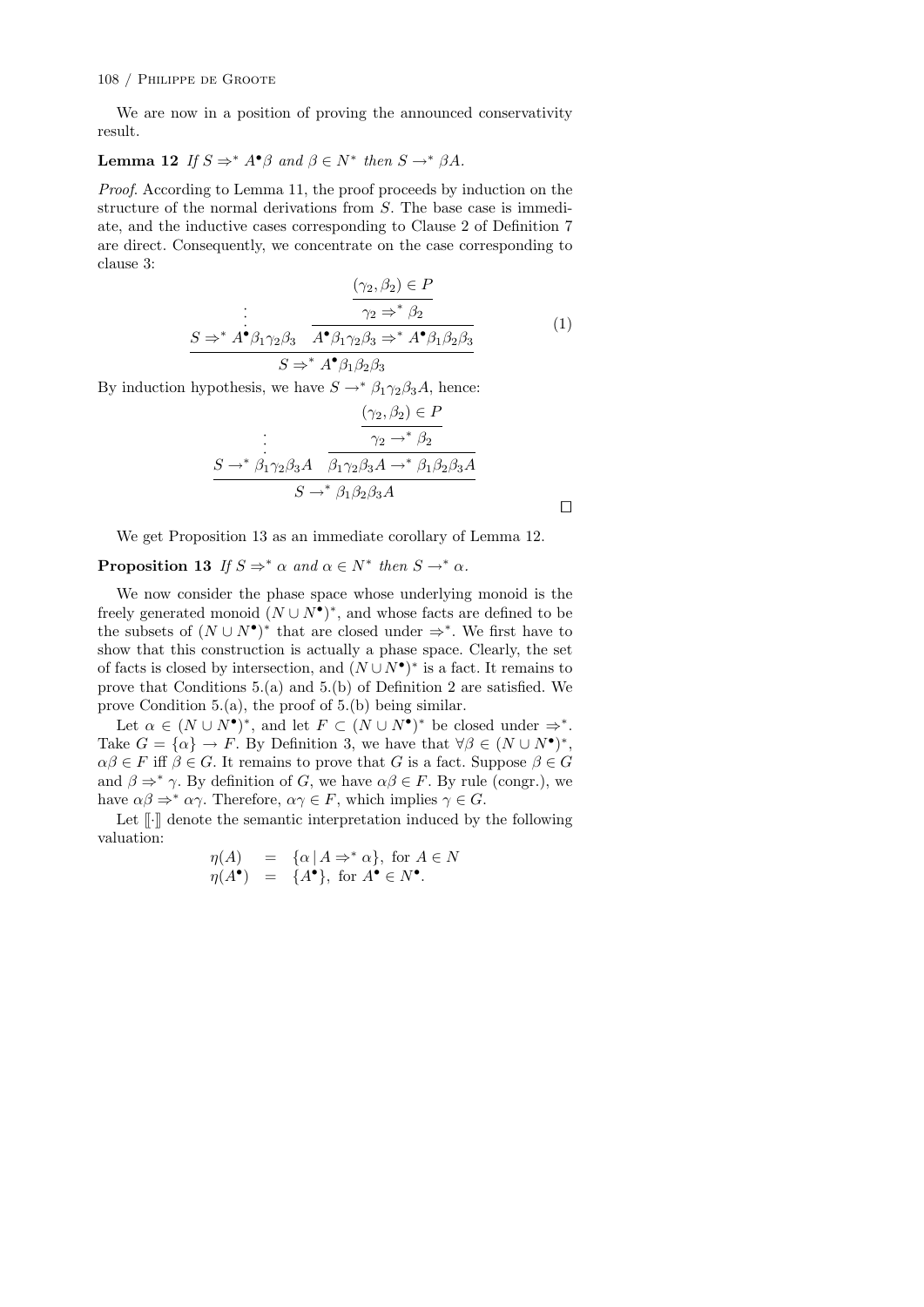We are now in a position of proving the announced conservativity result.

**Lemma 12** *If $S \Rightarrow^* A^\bullet\beta$ and $\beta \in N^*$ then $S \rightarrow^* \beta A$.*

*Proof.* According to Lemma 11, the proof proceeds by induction on the structure of the normal derivations from $S$. The base case is immediate, and the inductive cases corresponding to Clause 2 of Definition 7 are direct. Consequently, we concentrate on the case corresponding to clause 3:

$$\frac{\begin{array}{c}\vdots \\ S \Rightarrow^* A^\bullet\beta_1\gamma_2\beta_3\end{array} \quad \dfrac{\dfrac{(\gamma_2, \beta_2) \in P}{\gamma_2 \Rightarrow^* \beta_2}}{A^\bullet\beta_1\gamma_2\beta_3 \Rightarrow^* A^\bullet\beta_1\beta_2\beta_3}}{S \Rightarrow^* A^\bullet\beta_1\beta_2\beta_3} \tag{1}$$

By induction hypothesis, we have $S \rightarrow^* \beta_1\gamma_2\beta_3 A$, hence:

$$\frac{\begin{array}{c}\vdots \\ S \rightarrow^* \beta_1\gamma_2\beta_3 A\end{array} \quad \dfrac{\dfrac{(\gamma_2, \beta_2) \in P}{\gamma_2 \rightarrow^* \beta_2}}{\beta_1\gamma_2\beta_3 A \rightarrow^* \beta_1\beta_2\beta_3 A}}{S \rightarrow^* \beta_1\beta_2\beta_3 A}$$

□

We get Proposition 13 as an immediate corollary of Lemma 12.

**Proposition 13** *If $S \Rightarrow^* \alpha$ and $\alpha \in N^*$ then $S \rightarrow^* \alpha$.*

We now consider the phase space whose underlying monoid is the freely generated monoid $(N \cup N^\bullet)^*$, and whose facts are defined to be the subsets of $(N \cup N^\bullet)^*$ that are closed under $\Rightarrow^*$. We first have to show that this construction is actually a phase space. Clearly, the set of facts is closed by intersection, and $(N \cup N^\bullet)^*$ is a fact. It remains to prove that Conditions 5.(a) and 5.(b) of Definition 2 are satisfied. We prove Condition 5.(a), the proof of 5.(b) being similar.

Let $\alpha \in (N \cup N^\bullet)^*$, and let $F \subset (N \cup N^\bullet)^*$ be closed under $\Rightarrow^*$. Take $G = \{\alpha\} \rightarrow F$. By Definition 3, we have that $\forall \beta \in (N \cup N^\bullet)^*$, $\alpha\beta \in F$ iff $\beta \in G$. It remains to prove that $G$ is a fact. Suppose $\beta \in G$ and $\beta \Rightarrow^* \gamma$. By definition of $G$, we have $\alpha\beta \in F$. By rule (congr.), we have $\alpha\beta \Rightarrow^* \alpha\gamma$. Therefore, $\alpha\gamma \in F$, which implies $\gamma \in G$.

Let $[\![\cdot]\!]$ denote the semantic interpretation induced by the following valuation:

$$\begin{array}{rcl}\eta(A) & = & \{\alpha \,|\, A \Rightarrow^* \alpha\}, \text{ for } A \in N \\ \eta(A^\bullet) & = & \{A^\bullet\}, \text{ for } A^\bullet \in N^\bullet.\end{array}$$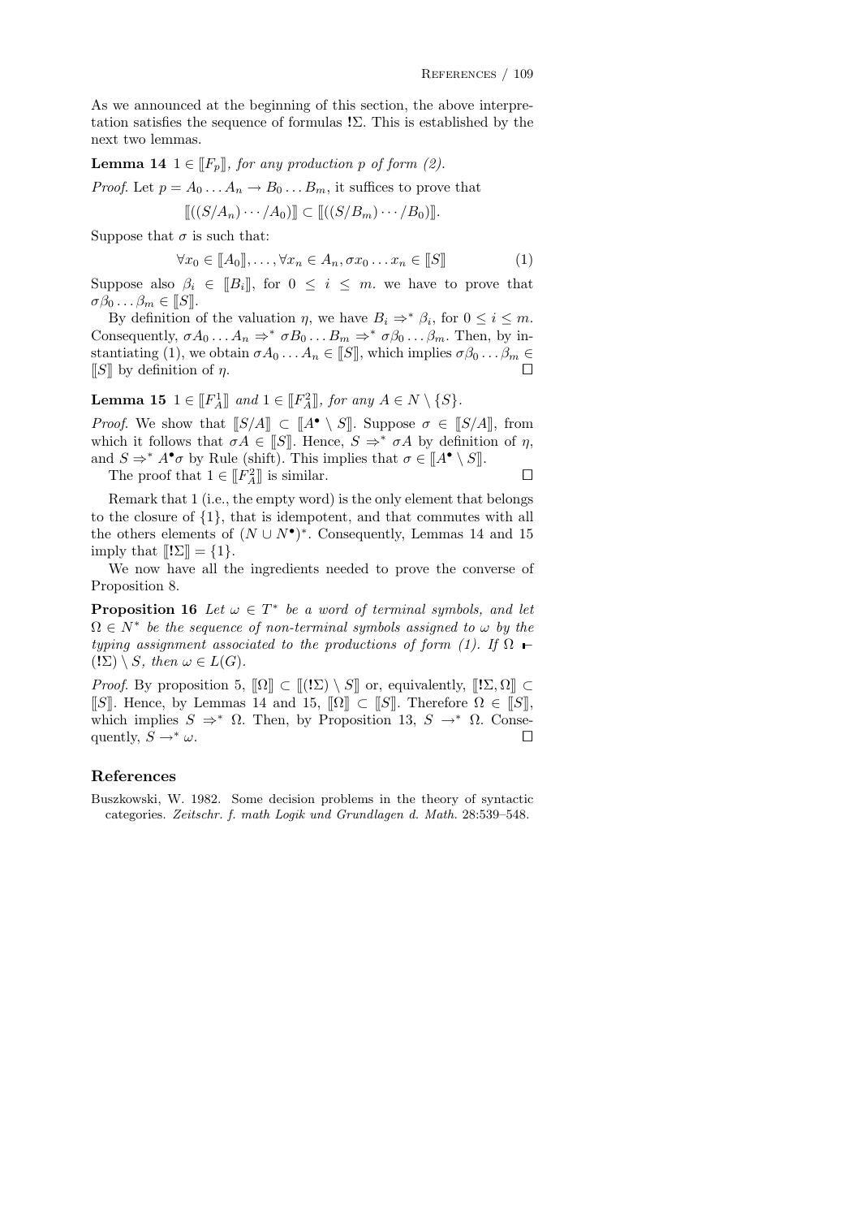As we announced at the beginning of this section, the above interpretation satisfies the sequence of formulas $\mathbf{!}\Sigma$. This is established by the next two lemmas.

**Lemma 14** *$1 \in [\![F_p]\!]$, for any production $p$ of form (2).*

*Proof.* Let $p = A_0 \dots A_n \to B_0 \dots B_m$, it suffices to prove that

$$[\![((S/A_n) \cdots /A_0)]\!] \subset [\![((S/B_m) \cdots /B_0)]\!].$$

Suppose that $\sigma$ is such that:

$$\forall x_0 \in [\![A_0]\!], \dots, \forall x_n \in A_n, \sigma x_0 \dots x_n \in [\![S]\!] \tag{1}$$

Suppose also $\beta_i \in [\![B_i]\!]$, for $0 \leq i \leq m$. we have to prove that $\sigma\beta_0 \dots \beta_m \in [\![S]\!]$.

By definition of the valuation $\eta$, we have $B_i \Rightarrow^* \beta_i$, for $0 \leq i \leq m$. Consequently, $\sigma A_0 \dots A_n \Rightarrow^* \sigma B_0 \dots B_m \Rightarrow^* \sigma\beta_0 \dots \beta_m$. Then, by instantiating (1), we obtain $\sigma A_0 \dots A_n \in [\![S]\!]$, which implies $\sigma\beta_0 \dots \beta_m \in [\![S]\!]$ by definition of $\eta$. $\square$

**Lemma 15** *$1 \in [\![F_A^1]\!]$ and $1 \in [\![F_A^2]\!]$, for any $A \in N \setminus \{S\}$.*

*Proof.* We show that $[\![S/A]\!] \subset [\![A^\bullet \setminus S]\!]$. Suppose $\sigma \in [\![S/A]\!]$, from which it follows that $\sigma A \in [\![S]\!]$. Hence, $S \Rightarrow^* \sigma A$ by definition of $\eta$, and $S \Rightarrow^* A^\bullet\sigma$ by Rule (shift). This implies that $\sigma \in [\![A^\bullet \setminus S]\!]$.

The proof that $1 \in [\![F_A^2]\!]$ is similar. $\square$

Remark that 1 (i.e., the empty word) is the only element that belongs to the closure of $\{1\}$, that is idempotent, and that commutes with all the others elements of $(N \cup N^\bullet)^*$. Consequently, Lemmas 14 and 15 imply that $[\![\mathbf{!}\Sigma]\!] = \{1\}$.

We now have all the ingredients needed to prove the converse of Proposition 8.

**Proposition 16** *Let $\omega \in T^*$ be a word of terminal symbols, and let $\Omega \in N^*$ be the sequence of non-terminal symbols assigned to $\omega$ by the typing assignment associated to the productions of form (1). If $\Omega \vdash (\mathbf{!}\Sigma) \setminus S$, then $\omega \in L(G)$.*

*Proof.* By proposition 5, $[\![\Omega]\!] \subset [\![(\mathbf{!}\Sigma) \setminus S]\!]$ or, equivalently, $[\![\mathbf{!}\Sigma, \Omega]\!] \subset [\![S]\!]$. Hence, by Lemmas 14 and 15, $[\![\Omega]\!] \subset [\![S]\!]$. Therefore $\Omega \in [\![S]\!]$, which implies $S \Rightarrow^* \Omega$. Then, by Proposition 13, $S \to^* \Omega$. Consequently, $S \to^* \omega$. $\square$

## References

Buszkowski, W. 1982. Some decision problems in the theory of syntactic categories. *Zeitschr. f. math Logik und Grundlagen d. Math.* 28:539–548.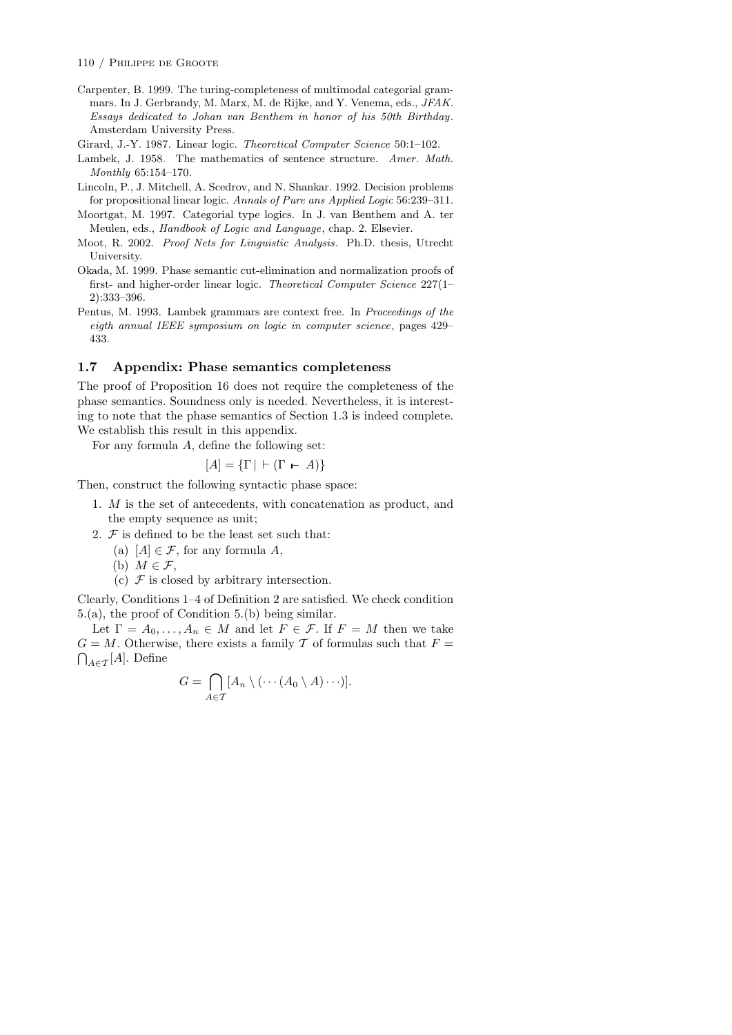Carpenter, B. 1999. The turing-completeness of multimodal categorial grammars. In J. Gerbrandy, M. Marx, M. de Rijke, and Y. Venema, eds., *JFAK. Essays dedicated to Johan van Benthem in honor of his 50th Birthday*. Amsterdam University Press.

Girard, J.-Y. 1987. Linear logic. *Theoretical Computer Science* 50:1–102.

Lambek, J. 1958. The mathematics of sentence structure. *Amer. Math. Monthly* 65:154–170.

Lincoln, P., J. Mitchell, A. Scedrov, and N. Shankar. 1992. Decision problems for propositional linear logic. *Annals of Pure ans Applied Logic* 56:239–311.

Moortgat, M. 1997. Categorial type logics. In J. van Benthem and A. ter Meulen, eds., *Handbook of Logic and Language*, chap. 2. Elsevier.

Moot, R. 2002. *Proof Nets for Linguistic Analysis*. Ph.D. thesis, Utrecht University.

Okada, M. 1999. Phase semantic cut-elimination and normalization proofs of first- and higher-order linear logic. *Theoretical Computer Science* 227(1–2):333–396.

Pentus, M. 1993. Lambek grammars are context free. In *Proceedings of the eigth annual IEEE symposium on logic in computer science*, pages 429–433.

## 1.7 Appendix: Phase semantics completeness

The proof of Proposition 16 does not require the completeness of the phase semantics. Soundness only is needed. Nevertheless, it is interesting to note that the phase semantics of Section 1.3 is indeed complete. We establish this result in this appendix.

For any formula $A$, define the following set:

$$[A] = \{\Gamma \mid \vdash (\Gamma \vdash A)\}$$

Then, construct the following syntactic phase space:

1. $M$ is the set of antecedents, with concatenation as product, and the empty sequence as unit;
2. $\mathcal{F}$ is defined to be the least set such that:
   (a) $[A] \in \mathcal{F}$, for any formula $A$,
   (b) $M \in \mathcal{F}$,
   (c) $\mathcal{F}$ is closed by arbitrary intersection.

Clearly, Conditions 1–4 of Definition 2 are satisfied. We check condition 5.(a), the proof of Condition 5.(b) being similar.

Let $\Gamma = A_0, \ldots, A_n \in M$ and let $F \in \mathcal{F}$. If $F = M$ then we take $G = M$. Otherwise, there exists a family $\mathcal{T}$ of formulas such that $F = \bigcap_{A \in \mathcal{T}} [A]$. Define

$$G = \bigcap_{A \in \mathcal{T}} [A_n \setminus (\cdots (A_0 \setminus A) \cdots)].$$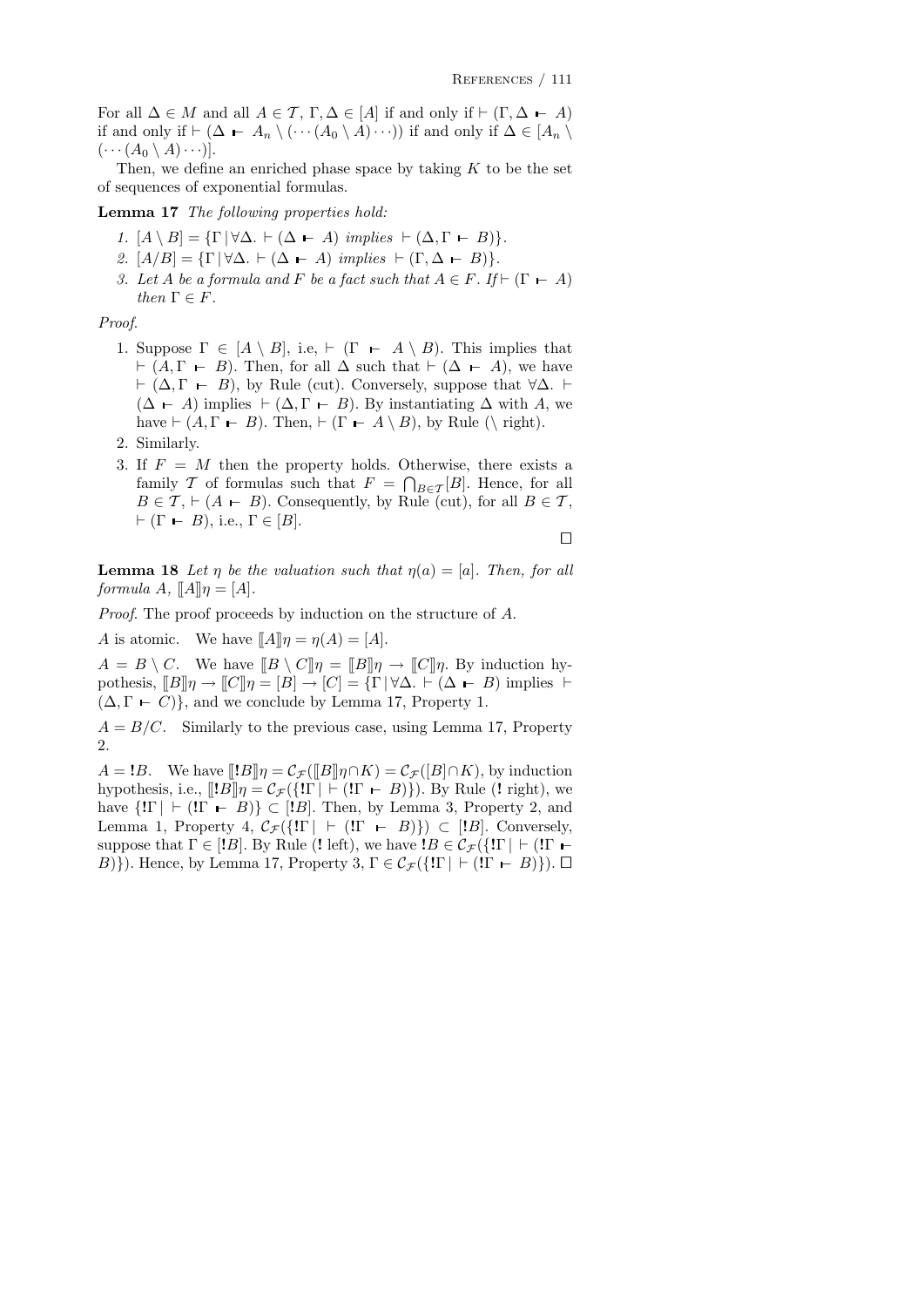For all $\Delta \in M$ and all $A \in \mathcal{T}$, $\Gamma, \Delta \in [A]$ if and only if $\vdash (\Gamma, \Delta \vdash A)$ if and only if $\vdash (\Delta \vdash A_n \setminus (\cdots (A_0 \setminus A) \cdots))$ if and only if $\Delta \in [A_n \setminus (\cdots (A_0 \setminus A) \cdots)]$.

Then, we define an enriched phase space by taking $K$ to be the set of sequences of exponential formulas.

**Lemma 17** *The following properties hold:*

1. $[A \setminus B] = \{\Gamma \mid \forall \Delta.\ \vdash (\Delta \vdash A)$ *implies* $\vdash (\Delta, \Gamma \vdash B)\}$.
2. $[A/B] = \{\Gamma \mid \forall \Delta.\ \vdash (\Delta \vdash A)$ *implies* $\vdash (\Gamma, \Delta \vdash B)\}$.
3. *Let $A$ be a formula and $F$ be a fact such that $A \in F$. If* $\vdash (\Gamma \vdash A)$ *then* $\Gamma \in F$.

*Proof.*

1. Suppose $\Gamma \in [A \setminus B]$, i.e, $\vdash (\Gamma \vdash A \setminus B)$. This implies that $\vdash (A, \Gamma \vdash B)$. Then, for all $\Delta$ such that $\vdash (\Delta \vdash A)$, we have $\vdash (\Delta, \Gamma \vdash B)$, by Rule (cut). Conversely, suppose that $\forall \Delta.\ \vdash (\Delta \vdash A)$ implies $\vdash (\Delta, \Gamma \vdash B)$. By instantiating $\Delta$ with $A$, we have $\vdash (A, \Gamma \vdash B)$. Then, $\vdash (\Gamma \vdash A \setminus B)$, by Rule ($\setminus$ right).
2. Similarly.
3. If $F = M$ then the property holds. Otherwise, there exists a family $\mathcal{T}$ of formulas such that $F = \bigcap_{B \in \mathcal{T}} [B]$. Hence, for all $B \in \mathcal{T}$, $\vdash (A \vdash B)$. Consequently, by Rule (cut), for all $B \in \mathcal{T}$, $\vdash (\Gamma \vdash B)$, i.e., $\Gamma \in [B]$.

□

**Lemma 18** *Let $\eta$ be the valuation such that $\eta(a) = [a]$. Then, for all formula $A$, $[\![A]\!]\eta = [A]$.*

*Proof.* The proof proceeds by induction on the structure of $A$.

$A$ is atomic. We have $[\![A]\!]\eta = \eta(A) = [A]$.

$A = B \setminus C$. We have $[\![B \setminus C]\!]\eta = [\![B]\!]\eta \rightarrow [\![C]\!]\eta$. By induction hypothesis, $[\![B]\!]\eta \rightarrow [\![C]\!]\eta = [B] \rightarrow [C] = \{\Gamma \mid \forall \Delta.\ \vdash (\Delta \vdash B)$ implies $\vdash (\Delta, \Gamma \vdash C)\}$, and we conclude by Lemma 17, Property 1.

$A = B/C$. Similarly to the previous case, using Lemma 17, Property 2.

$A = \mathbf{!}B$. We have $[\![\mathbf{!}B]\!]\eta = \mathcal{C}_{\mathcal{F}}([\![B]\!]\eta \cap K) = \mathcal{C}_{\mathcal{F}}([B] \cap K)$, by induction hypothesis, i.e., $[\![\mathbf{!}B]\!]\eta = \mathcal{C}_{\mathcal{F}}(\{\mathbf{!}\Gamma \mid \vdash (\mathbf{!}\Gamma \vdash B)\})$. By Rule ($\mathbf{!}$ right), we have $\{\mathbf{!}\Gamma \mid \vdash (\mathbf{!}\Gamma \vdash B)\} \subset [\mathbf{!}B]$. Then, by Lemma 3, Property 2, and Lemma 1, Property 4, $\mathcal{C}_{\mathcal{F}}(\{\mathbf{!}\Gamma \mid \vdash (\mathbf{!}\Gamma \vdash B)\}) \subset [\mathbf{!}B]$. Conversely, suppose that $\Gamma \in [\mathbf{!}B]$. By Rule ($\mathbf{!}$ left), we have $\mathbf{!}B \in \mathcal{C}_{\mathcal{F}}(\{\mathbf{!}\Gamma \mid \vdash (\mathbf{!}\Gamma \vdash B)\})$. Hence, by Lemma 17, Property 3, $\Gamma \in \mathcal{C}_{\mathcal{F}}(\{\mathbf{!}\Gamma \mid \vdash (\mathbf{!}\Gamma \vdash B)\})$. □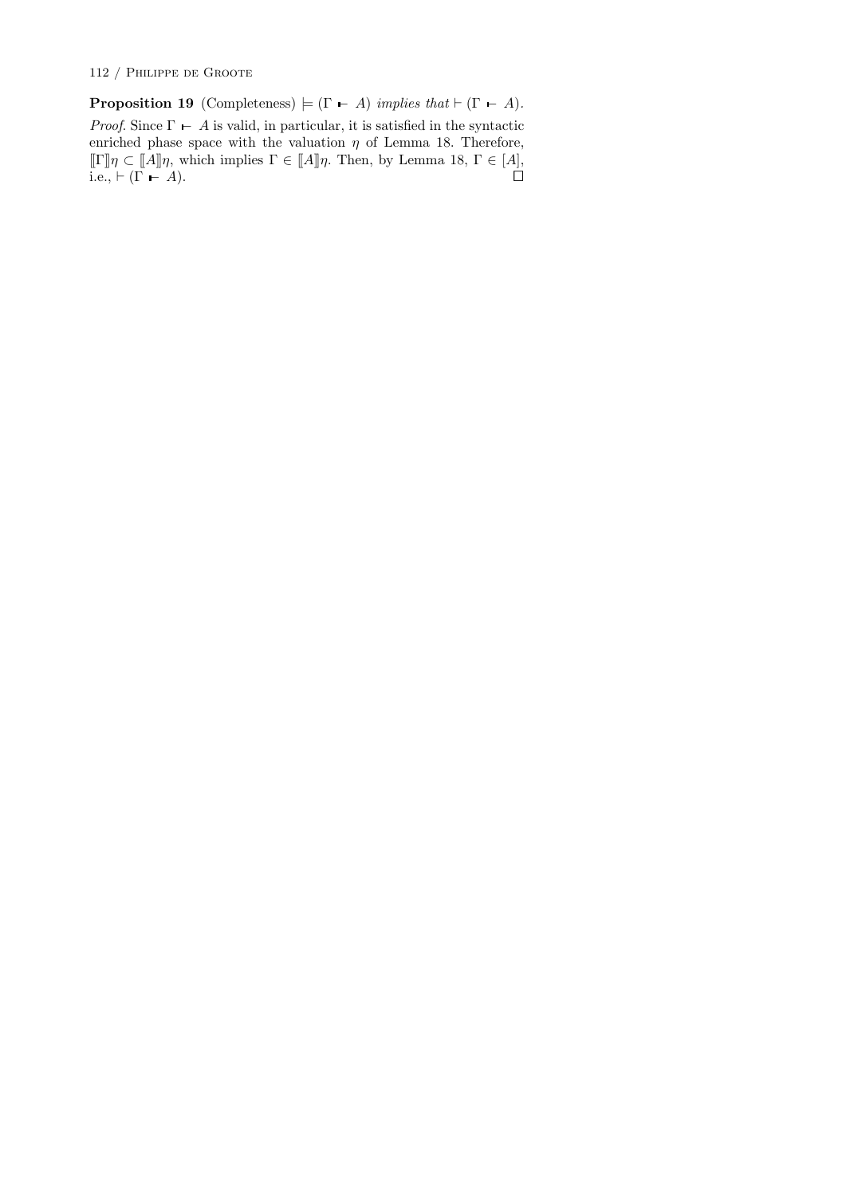**Proposition 19** (Completeness) $\models (\Gamma \vdash A)$ *implies that* $\vdash (\Gamma \vdash A)$.

*Proof.* Since $\Gamma \vdash A$ is valid, in particular, it is satisfied in the syntactic enriched phase space with the valuation $\eta$ of Lemma 18. Therefore, $[\![\Gamma]\!]\eta \subset [\![A]\!]\eta$, which implies $\Gamma \in [\![A]\!]\eta$. Then, by Lemma 18, $\Gamma \in [A]$, i.e., $\vdash (\Gamma \vdash A)$. □